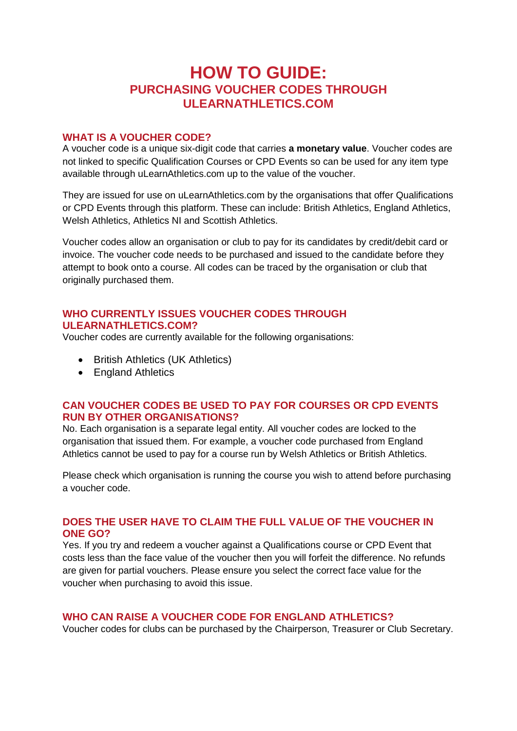# HOW TO GUIDE:
## PURCHASING VOUCHER CODES THROUGH ULEARNATHLETICS.COM

### WHAT IS A VOUCHER CODE?

A voucher code is a unique six-digit code that carries **a monetary value**. Voucher codes are not linked to specific Qualification Courses or CPD Events so can be used for any item type available through uLearnAthletics.com up to the value of the voucher.

They are issued for use on uLearnAthletics.com by the organisations that offer Qualifications or CPD Events through this platform. These can include: British Athletics, England Athletics, Welsh Athletics, Athletics NI and Scottish Athletics.

Voucher codes allow an organisation or club to pay for its candidates by credit/debit card or invoice. The voucher code needs to be purchased and issued to the candidate before they attempt to book onto a course. All codes can be traced by the organisation or club that originally purchased them.

### WHO CURRENTLY ISSUES VOUCHER CODES THROUGH ULEARNATHLETICS.COM?

Voucher codes are currently available for the following organisations:

- British Athletics (UK Athletics)
- England Athletics

### CAN VOUCHER CODES BE USED TO PAY FOR COURSES OR CPD EVENTS RUN BY OTHER ORGANISATIONS?

No. Each organisation is a separate legal entity. All voucher codes are locked to the organisation that issued them. For example, a voucher code purchased from England Athletics cannot be used to pay for a course run by Welsh Athletics or British Athletics.

Please check which organisation is running the course you wish to attend before purchasing a voucher code.

### DOES THE USER HAVE TO CLAIM THE FULL VALUE OF THE VOUCHER IN ONE GO?

Yes. If you try and redeem a voucher against a Qualifications course or CPD Event that costs less than the face value of the voucher then you will forfeit the difference. No refunds are given for partial vouchers. Please ensure you select the correct face value for the voucher when purchasing to avoid this issue.

### WHO CAN RAISE A VOUCHER CODE FOR ENGLAND ATHLETICS?

Voucher codes for clubs can be purchased by the Chairperson, Treasurer or Club Secretary.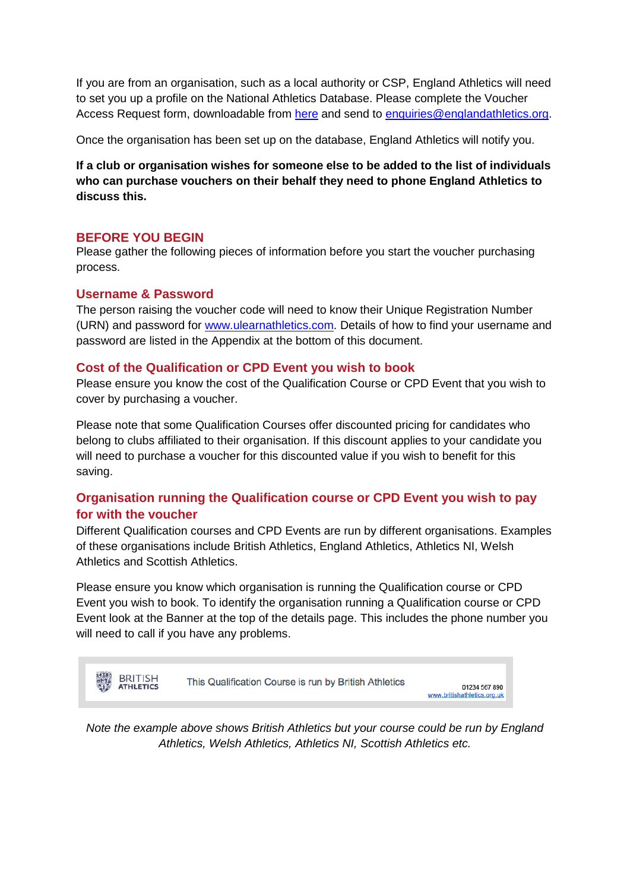If you are from an organisation, such as a local authority or CSP, England Athletics will need to set you up a profile on the National Athletics Database. Please complete the Voucher Access Request form, downloadable from [here]() and send to [enquiries@englandathletics.org](mailto:enquiries@englandathletics.org).

Once the organisation has been set up on the database, England Athletics will notify you.

**If a club or organisation wishes for someone else to be added to the list of individuals who can purchase vouchers on their behalf they need to phone England Athletics to discuss this.**

## BEFORE YOU BEGIN

Please gather the following pieces of information before you start the voucher purchasing process.

### Username & Password

The person raising the voucher code will need to know their Unique Registration Number (URN) and password for [www.ulearnathletics.com](http://www.ulearnathletics.com). Details of how to find your username and password are listed in the Appendix at the bottom of this document.

### Cost of the Qualification or CPD Event you wish to book

Please ensure you know the cost of the Qualification Course or CPD Event that you wish to cover by purchasing a voucher.

Please note that some Qualification Courses offer discounted pricing for candidates who belong to clubs affiliated to their organisation. If this discount applies to your candidate you will need to purchase a voucher for this discounted value if you wish to benefit for this saving.

### Organisation running the Qualification course or CPD Event you wish to pay for with the voucher

Different Qualification courses and CPD Events are run by different organisations. Examples of these organisations include British Athletics, England Athletics, Athletics NI, Welsh Athletics and Scottish Athletics.

Please ensure you know which organisation is running the Qualification course or CPD Event you wish to book. To identify the organisation running a Qualification course or CPD Event look at the Banner at the top of the details page. This includes the phone number you will need to call if you have any problems.

BRITISH ATHLETICS | This Qualification Course is run by British Athletics | 01234 567 890 www.britishathletics.org.uk

*Note the example above shows British Athletics but your course could be run by England Athletics, Welsh Athletics, Athletics NI, Scottish Athletics etc.*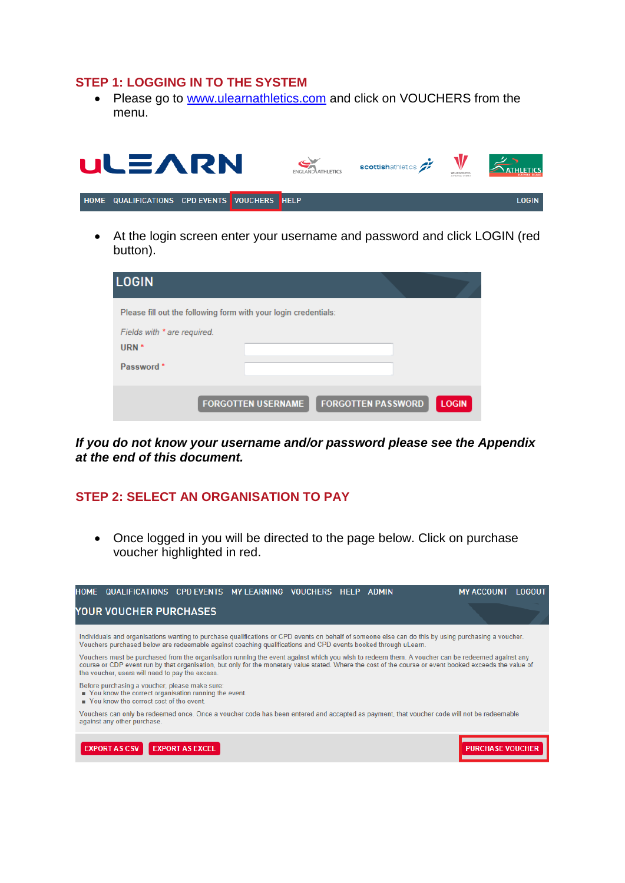## STEP 1: LOGGING IN TO THE SYSTEM

- Please go to [www.ulearnathletics.com](www.ulearnathletics.com) and click on VOUCHERS from the menu.

HOME QUALIFICATIONS CPD EVENTS VOUCHERS HELP LOGIN

- At the login screen enter your username and password and click LOGIN (red button).

**LOGIN**

Please fill out the following form with your login credentials:

*Fields with * are required.*

URN *

Password *

FORGOTTEN USERNAME | FORGOTTEN PASSWORD | LOGIN

***If you do not know your username and/or password please see the Appendix at the end of this document.***

## STEP 2: SELECT AN ORGANISATION TO PAY

- Once logged in you will be directed to the page below. Click on purchase voucher highlighted in red.

HOME QUALIFICATIONS CPD EVENTS MY LEARNING VOUCHERS HELP ADMIN MY ACCOUNT LOGOUT

**YOUR VOUCHER PURCHASES**

Individuals and organisations wanting to purchase qualifications or CPD events on behalf of someone else can do this by using purchasing a voucher. Vouchers purchased below are redeemable against coaching qualifications and CPD events booked through uLearn.

Vouchers must be purchased from the organisation running the event against which you wish to redeem them. A voucher can be redeemed against any course or CDP event run by that organisation, but only for the monetary value stated. Where the cost of the course or event booked exceeds the value of the voucher, users will need to pay the excess.

Before purchasing a voucher, please make sure:

- You know the correct organisation running the event
- You know the correct cost of the event.

Vouchers can only be redeemed once. Once a voucher code has been entered and accepted as payment, that voucher code will not be redeemable against any other purchase.

EXPORT AS CSV | EXPORT AS EXCEL | PURCHASE VOUCHER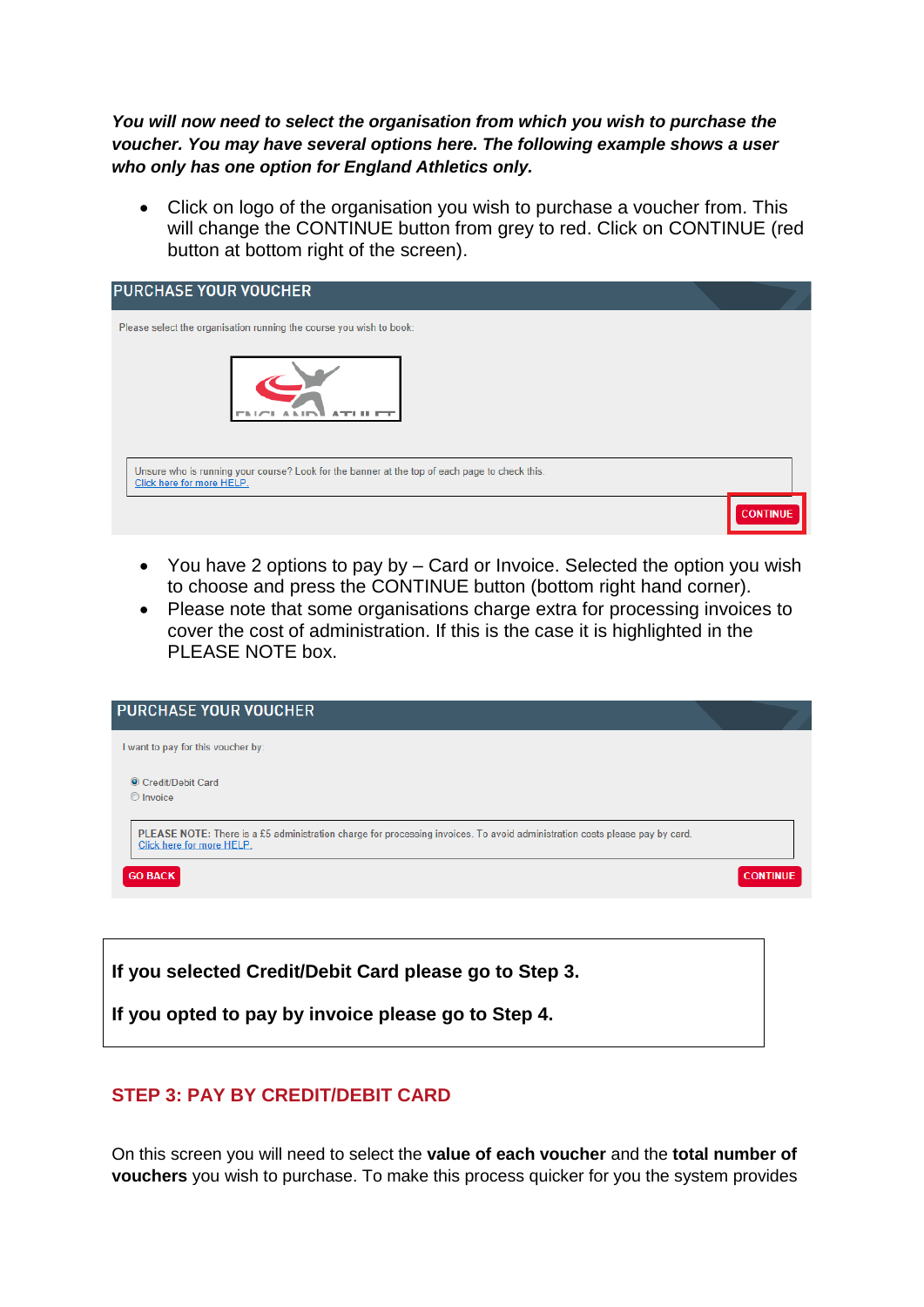***You will now need to select the organisation from which you wish to purchase the voucher. You may have several options here. The following example shows a user who only has one option for England Athletics only.***

- Click on logo of the organisation you wish to purchase a voucher from. This will change the CONTINUE button from grey to red. Click on CONTINUE (red button at bottom right of the screen).

PURCHASE YOUR VOUCHER

Please select the organisation running the course you wish to book.

Unsure who is running your course? Look for the banner at the top of each page to check this.
Click here for more HELP.

CONTINUE

- You have 2 options to pay by – Card or Invoice. Selected the option you wish to choose and press the CONTINUE button (bottom right hand corner).
- Please note that some organisations charge extra for processing invoices to cover the cost of administration. If this is the case it is highlighted in the PLEASE NOTE box.

PURCHASE YOUR VOUCHER

I want to pay for this voucher by:

- Credit/Debit Card
- Invoice

PLEASE NOTE: There is a £5 administration charge for processing invoices. To avoid administration costs please pay by card.
Click here for more HELP.

GO BACK CONTINUE

**If you selected Credit/Debit Card please go to Step 3.**

**If you opted to pay by invoice please go to Step 4.**

## STEP 3: PAY BY CREDIT/DEBIT CARD

On this screen you will need to select the **value of each voucher** and the **total number of vouchers** you wish to purchase. To make this process quicker for you the system provides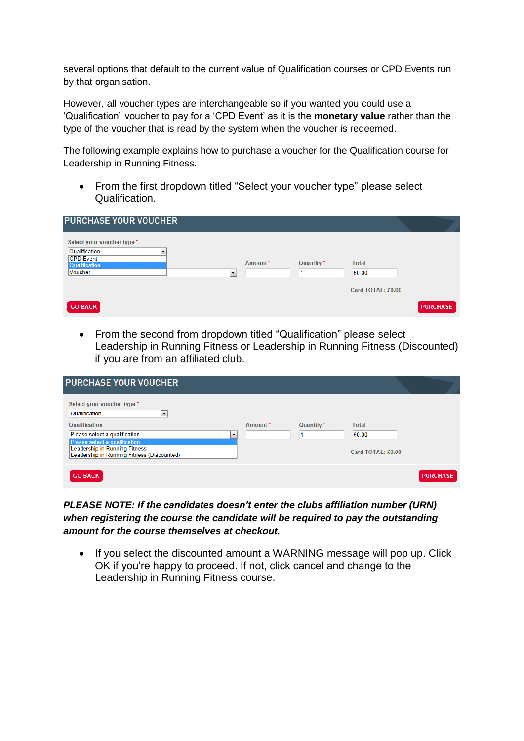several options that default to the current value of Qualification courses or CPD Events run by that organisation.

However, all voucher types are interchangeable so if you wanted you could use a ‘Qualification” voucher to pay for a ‘CPD Event’ as it is the **monetary value** rather than the type of the voucher that is read by the system when the voucher is redeemed.

The following example explains how to purchase a voucher for the Qualification course for Leadership in Running Fitness.

- From the first dropdown titled “Select your voucher type” please select Qualification.

PURCHASE YOUR VOUCHER

Select your voucher type *

Qualification
CPD Event
Qualification
Voucher

Amount * Quantity * Total

1 £0.00

Card TOTAL: £0.00

GO BACK PURCHASE

- From the second from dropdown titled “Qualification” please select Leadership in Running Fitness or Leadership in Running Fitness (Discounted) if you are from an affiliated club.

PURCHASE YOUR VOUCHER

Select your voucher type *

Qualification

Qualification

Please select a qualification
Please select a qualification
Leadership in Running Fitness
Leadership in Running Fitness (Discounted)

Amount * Quantity * Total

1 £0.00

Card TOTAL: £0.00

GO BACK PURCHASE

***PLEASE NOTE: If the candidates doesn’t enter the clubs affiliation number (URN) when registering the course the candidate will be required to pay the outstanding amount for the course themselves at checkout.***

- If you select the discounted amount a WARNING message will pop up. Click OK if you’re happy to proceed. If not, click cancel and change to the Leadership in Running Fitness course.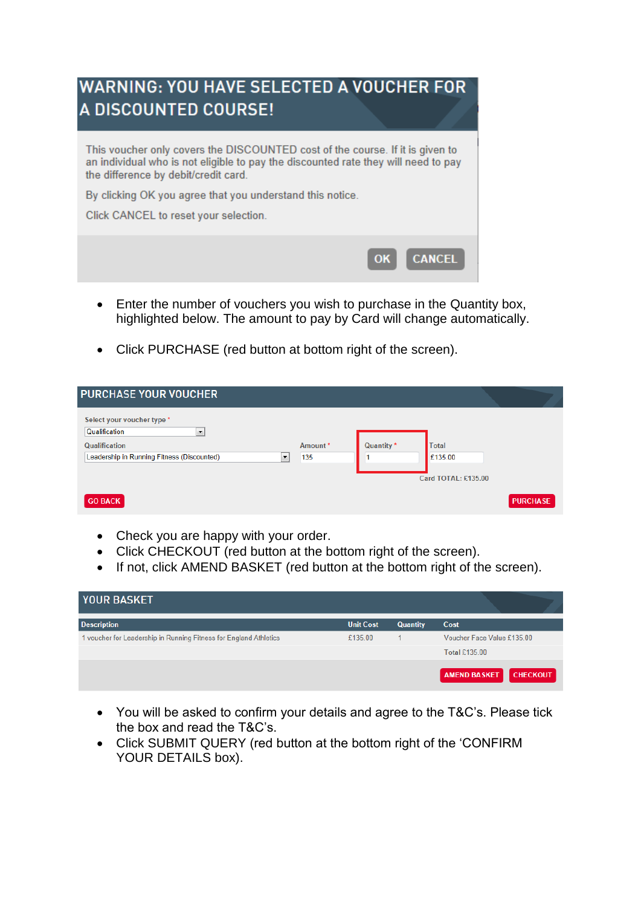## WARNING: YOU HAVE SELECTED A VOUCHER FOR A DISCOUNTED COURSE!

This voucher only covers the DISCOUNTED cost of the course. If it is given to an individual who is not eligible to pay the discounted rate they will need to pay the difference by debit/credit card.

By clicking OK you agree that you understand this notice.

Click CANCEL to reset your selection.

OK CANCEL

- Enter the number of vouchers you wish to purchase in the Quantity box, highlighted below. The amount to pay by Card will change automatically.

- Click PURCHASE (red button at bottom right of the screen).

## PURCHASE YOUR VOUCHER

Select your voucher type *
Qualification

| Qualification | Amount * | Quantity * | Total |
|---|---|---|---|
| Leadership in Running Fitness (Discounted) | 135 | 1 | £135.00 |

Card TOTAL: £135.00

GO BACK PURCHASE

- Check you are happy with your order.
- Click CHECKOUT (red button at the bottom right of the screen).
- If not, click AMEND BASKET (red button at the bottom right of the screen).

## YOUR BASKET

| Description | Unit Cost | Quantity | Cost |
|---|---|---|---|
| 1 voucher for Leadership in Running Fitness for England Athletics | £135.00 | 1 | Voucher Face Value £135.00 |
| | | | Total £135.00 |

AMEND BASKET CHECKOUT

- You will be asked to confirm your details and agree to the T&C's. Please tick the box and read the T&C's.
- Click SUBMIT QUERY (red button at the bottom right of the 'CONFIRM YOUR DETAILS box).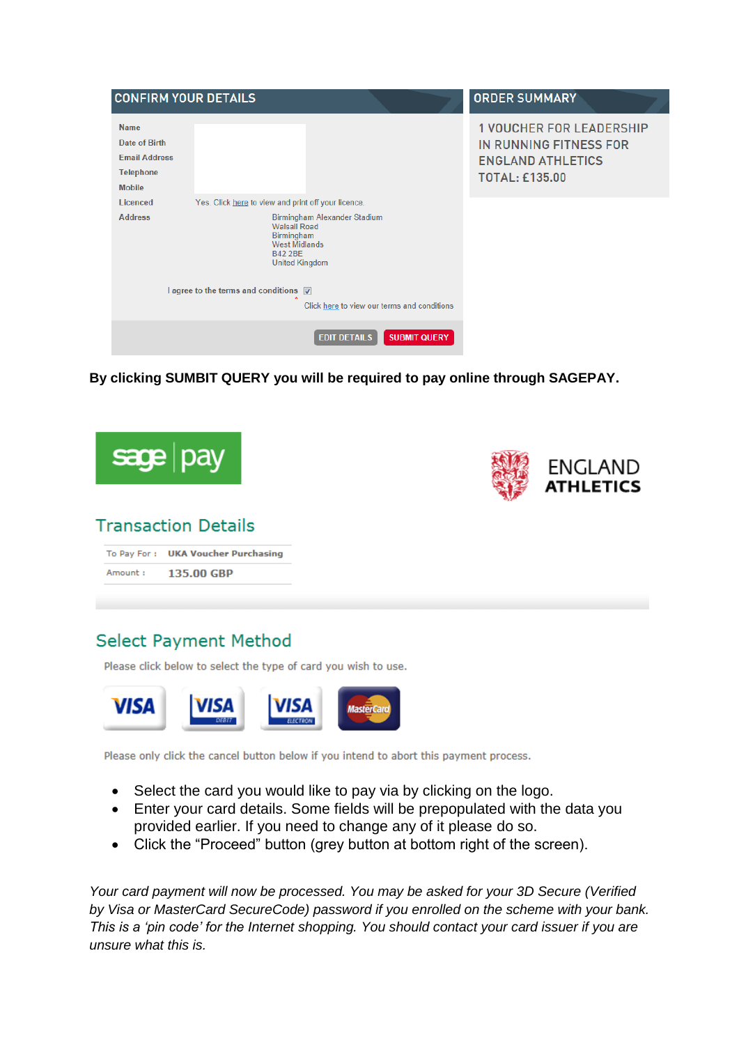**CONFIRM YOUR DETAILS**

| | |
|---|---|
| Name | |
| Date of Birth | |
| Email Address | |
| Telephone | |
| Mobile | |
| Licenced | Yes. Click here to view and print off your licence. |
| Address | Birmingham Alexander Stadium<br>Walsall Road<br>Birmingham<br>West Midlands<br>B42 2BE<br>United Kingdom |

I agree to the terms and conditions ☑

Click here to view our terms and conditions

EDIT DETAILS | SUBMIT QUERY

**ORDER SUMMARY**

1 VOUCHER FOR LEADERSHIP IN RUNNING FITNESS FOR ENGLAND ATHLETICS
TOTAL: £135.00

**By clicking SUMBIT QUERY you will be required to pay online through SAGEPAY.**

sage pay

ENGLAND ATHLETICS

## Transaction Details

| | |
|---|---|
| To Pay For : | UKA Voucher Purchasing |
| Amount : | 135.00 GBP |

## Select Payment Method

Please click below to select the type of card you wish to use.

VISA | VISA DEBIT | VISA ELECTRON | MasterCard

Please only click the cancel button below if you intend to abort this payment process.

- Select the card you would like to pay via by clicking on the logo.
- Enter your card details. Some fields will be prepopulated with the data you provided earlier. If you need to change any of it please do so.
- Click the "Proceed" button (grey button at bottom right of the screen).

*Your card payment will now be processed. You may be asked for your 3D Secure (Verified by Visa or MasterCard SecureCode) password if you enrolled on the scheme with your bank. This is a 'pin code' for the Internet shopping. You should contact your card issuer if you are unsure what this is.*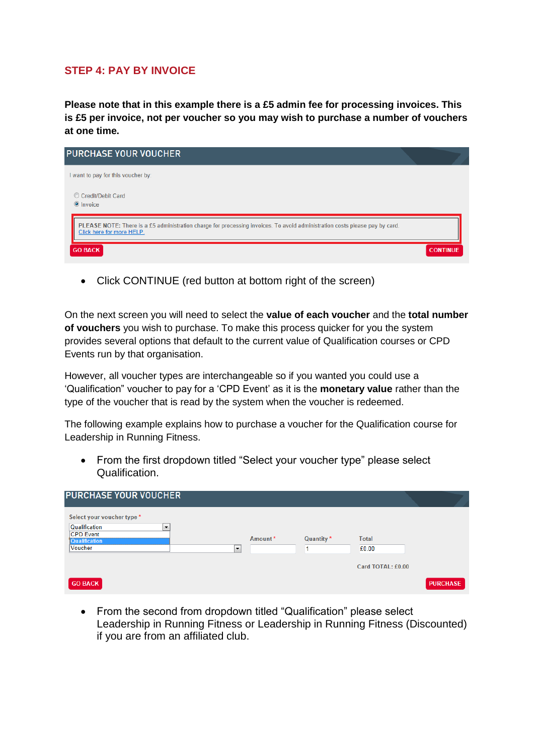## STEP 4: PAY BY INVOICE

**Please note that in this example there is a £5 admin fee for processing invoices. This is £5 per invoice, not per voucher so you may wish to purchase a number of vouchers at one time.**

PURCHASE YOUR VOUCHER

I want to pay for this voucher by:

- Credit/Debit Card
- Invoice

PLEASE NOTE: There is a £5 administration charge for processing invoices. To avoid administration costs please pay by card.
Click here for more HELP

GO BACK    CONTINUE

- Click CONTINUE (red button at bottom right of the screen)

On the next screen you will need to select the **value of each voucher** and the **total number of vouchers** you wish to purchase. To make this process quicker for you the system provides several options that default to the current value of Qualification courses or CPD Events run by that organisation.

However, all voucher types are interchangeable so if you wanted you could use a 'Qualification" voucher to pay for a 'CPD Event' as it is the **monetary value** rather than the type of the voucher that is read by the system when the voucher is redeemed.

The following example explains how to purchase a voucher for the Qualification course for Leadership in Running Fitness.

- From the first dropdown titled "Select your voucher type" please select Qualification.

PURCHASE YOUR VOUCHER

Select your voucher type *
Qualification
CPD Event
Qualification
Voucher

Amount * | Quantity * 1 | Total £0.00

Card TOTAL: £0.00

GO BACK    PURCHASE

- From the second from dropdown titled "Qualification" please select Leadership in Running Fitness or Leadership in Running Fitness (Discounted) if you are from an affiliated club.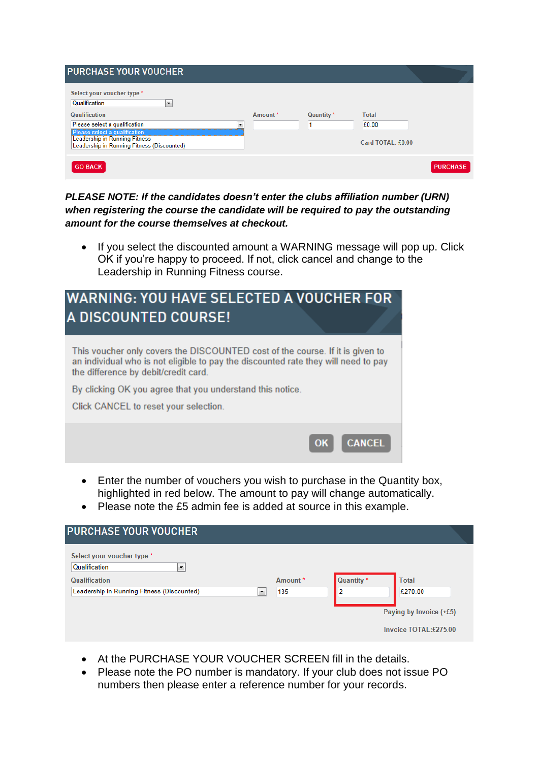**PURCHASE YOUR VOUCHER**

Select your voucher type *
Qualification

| Qualification | Amount * | Quantity * | Total |
|---|---|---|---|
| Please select a qualification | | 1 | £0.00 |

Please select a qualification
Leadership in Running Fitness
Leadership in Running Fitness (Discounted)

Card TOTAL: £0.00

GO BACK | PURCHASE

***PLEASE NOTE: If the candidates doesn't enter the clubs affiliation number (URN) when registering the course the candidate will be required to pay the outstanding amount for the course themselves at checkout.***

- If you select the discounted amount a WARNING message will pop up. Click OK if you're happy to proceed. If not, click cancel and change to the Leadership in Running Fitness course.

**WARNING: YOU HAVE SELECTED A VOUCHER FOR A DISCOUNTED COURSE!**

This voucher only covers the DISCOUNTED cost of the course. If it is given to an individual who is not eligible to pay the discounted rate they will need to pay the difference by debit/credit card.

By clicking OK you agree that you understand this notice.

Click CANCEL to reset your selection.

OK | CANCEL

- Enter the number of vouchers you wish to purchase in the Quantity box, highlighted in red below. The amount to pay will change automatically.
- Please note the £5 admin fee is added at source in this example.

**PURCHASE YOUR VOUCHER**

Select your voucher type *
Qualification

| Qualification | Amount * | Quantity * | Total |
|---|---|---|---|
| Leadership in Running Fitness (Discounted) | 135 | 2 | £270.00 |

Paying by Invoice (+£5)

Invoice TOTAL:£275.00

- At the PURCHASE YOUR VOUCHER SCREEN fill in the details.
- Please note the PO number is mandatory. If your club does not issue PO numbers then please enter a reference number for your records.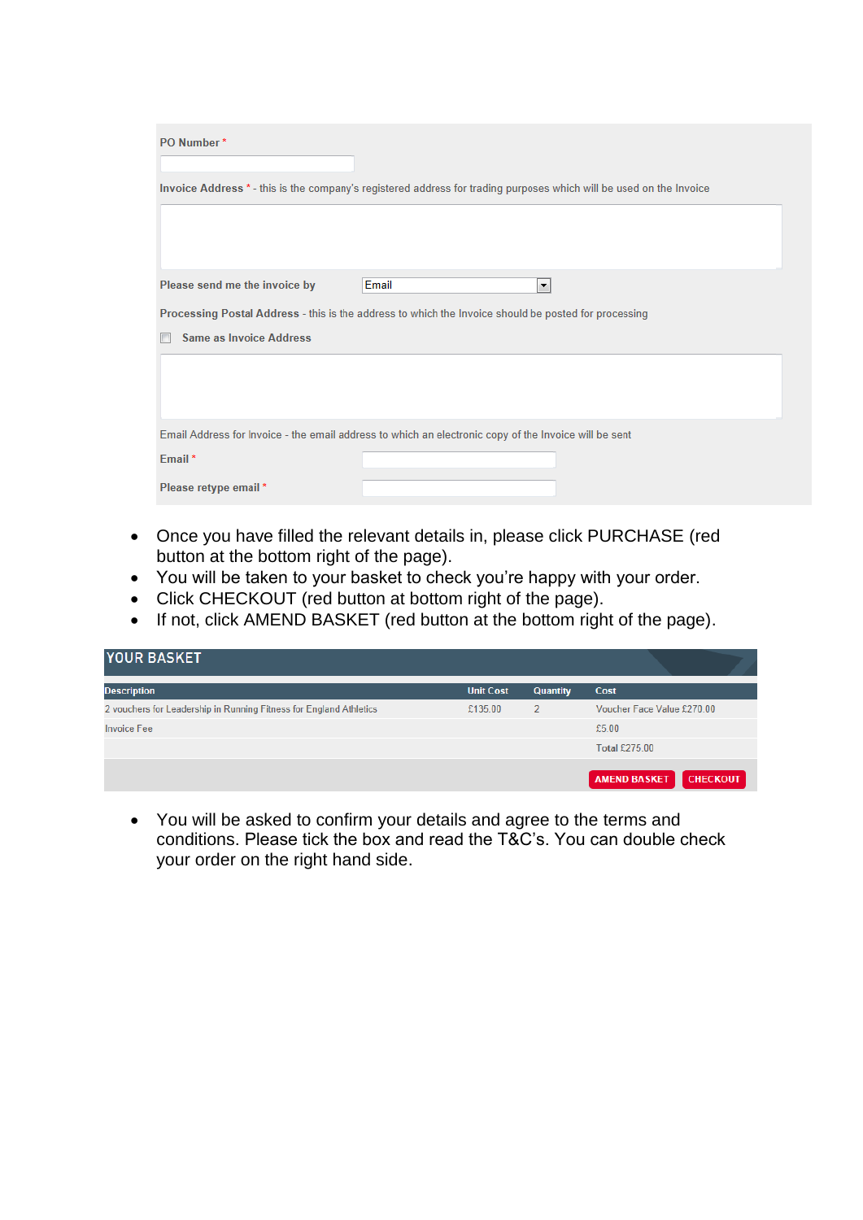PO Number *

Invoice Address * - this is the company's registered address for trading purposes which will be used on the Invoice

Please send me the invoice by: Email

Processing Postal Address - this is the address to which the Invoice should be posted for processing

☐ Same as Invoice Address

Email Address for Invoice - the email address to which an electronic copy of the Invoice will be sent

Email *

Please retype email *

- Once you have filled the relevant details in, please click PURCHASE (red button at the bottom right of the page).
- You will be taken to your basket to check you're happy with your order.
- Click CHECKOUT (red button at bottom right of the page).
- If not, click AMEND BASKET (red button at the bottom right of the page).

YOUR BASKET

| Description | Unit Cost | Quantity | Cost |
|---|---|---|---|
| 2 vouchers for Leadership in Running Fitness for England Athletics | £135.00 | 2 | Voucher Face Value £270.00 |
| Invoice Fee | | | £5.00 |
| | | | Total £275.00 |

AMEND BASKET | CHECKOUT

- You will be asked to confirm your details and agree to the terms and conditions. Please tick the box and read the T&C's. You can double check your order on the right hand side.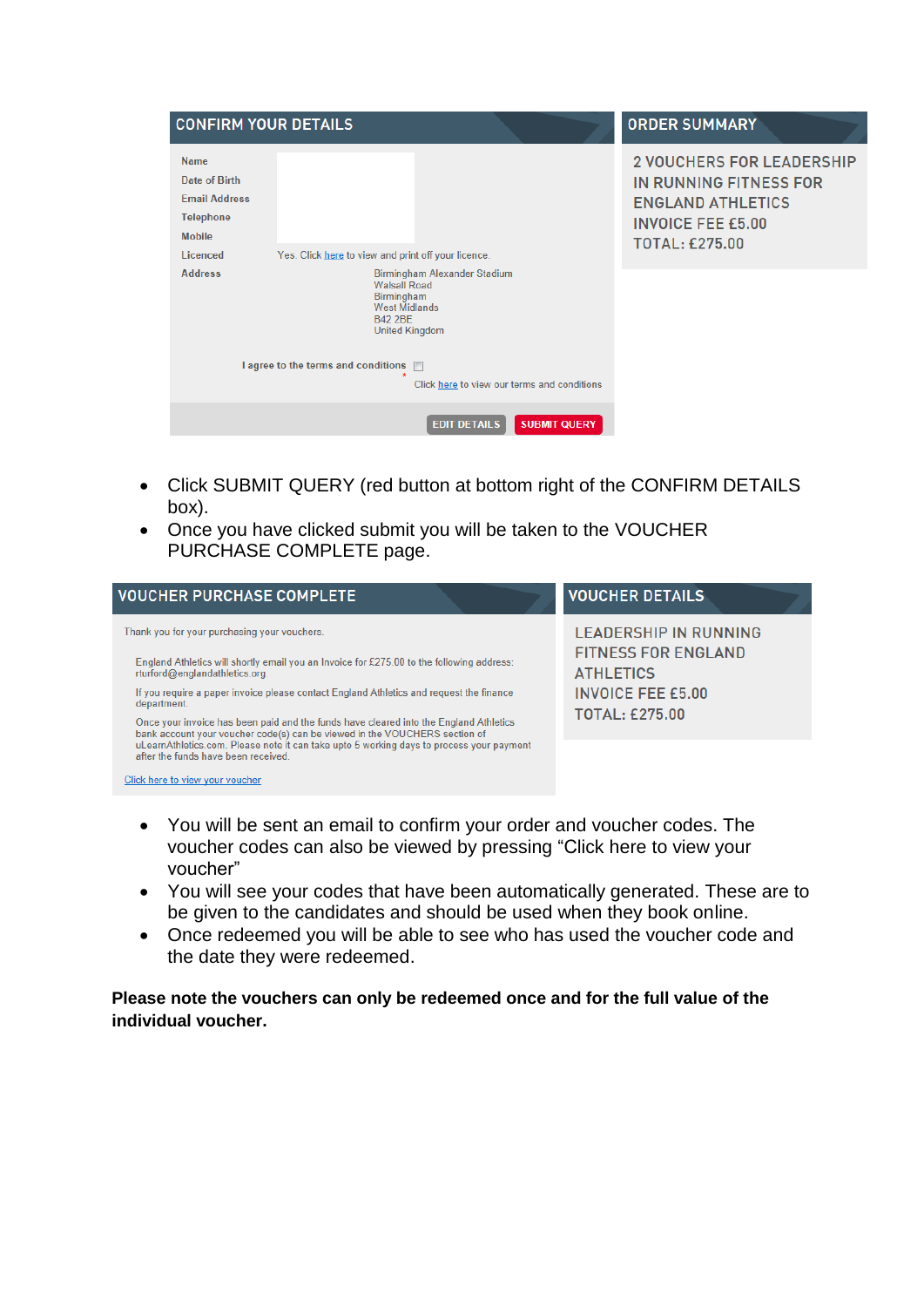## CONFIRM YOUR DETAILS

| | |
|---|---|
| Name | |
| Date of Birth | |
| Email Address | |
| Telephone | |
| Mobile | |
| Licenced | Yes. Click here to view and print off your licence. |
| Address | Birmingham Alexander Stadium<br>Walsall Road<br>Birmingham<br>West Midlands<br>B42 2BE<br>United Kingdom |

I agree to the terms and conditions *

Click here to view our terms and conditions

EDIT DETAILS | SUBMIT QUERY

## ORDER SUMMARY

2 VOUCHERS FOR LEADERSHIP IN RUNNING FITNESS FOR ENGLAND ATHLETICS
INVOICE FEE £5.00
TOTAL: £275.00

- Click SUBMIT QUERY (red button at bottom right of the CONFIRM DETAILS box).
- Once you have clicked submit you will be taken to the VOUCHER PURCHASE COMPLETE page.

## VOUCHER PURCHASE COMPLETE

Thank you for your purchasing your vouchers.

England Athletics will shortly email you an Invoice for £275.00 to the following address: rturford@englandathletics.org

If you require a paper invoice please contact England Athletics and request the finance department.

Once your invoice has been paid and the funds have cleared into the England Athletics bank account your voucher code(s) can be viewed in the VOUCHERS section of uLearnAthletics.com. Please note it can take upto 5 working days to process your payment after the funds have been received.

Click here to view your voucher

## VOUCHER DETAILS

LEADERSHIP IN RUNNING FITNESS FOR ENGLAND ATHLETICS
INVOICE FEE £5.00
TOTAL: £275.00

- You will be sent an email to confirm your order and voucher codes. The voucher codes can also be viewed by pressing "Click here to view your voucher"
- You will see your codes that have been automatically generated. These are to be given to the candidates and should be used when they book online.
- Once redeemed you will be able to see who has used the voucher code and the date they were redeemed.

**Please note the vouchers can only be redeemed once and for the full value of the individual voucher.**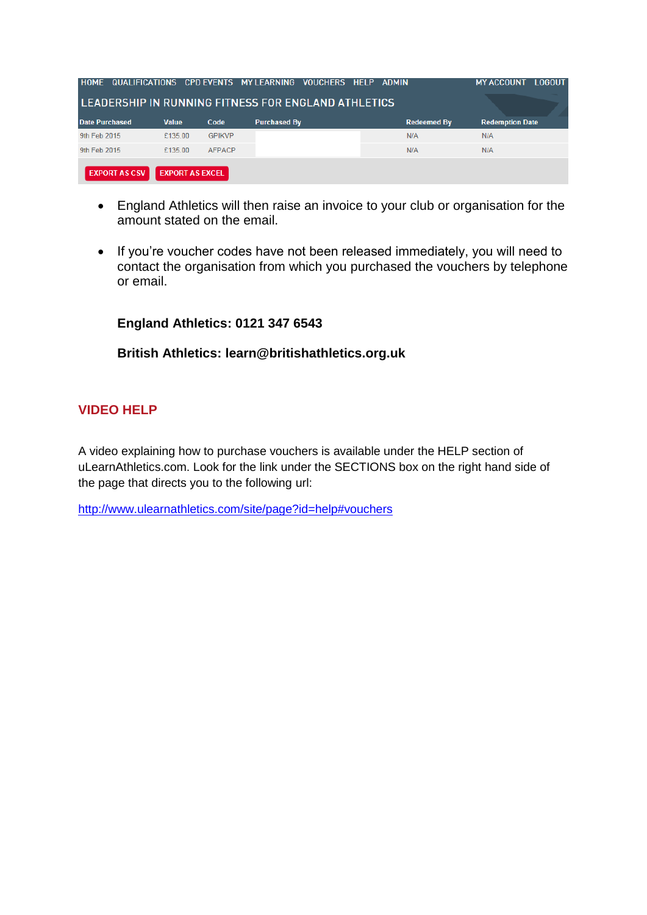HOME QUALIFICATIONS CPD EVENTS MY LEARNING VOUCHERS HELP ADMIN MY ACCOUNT LOGOUT

LEADERSHIP IN RUNNING FITNESS FOR ENGLAND ATHLETICS

| Date Purchased | Value | Code | Purchased By | Redeemed By | Redemption Date |
|---|---|---|---|---|---|
| 9th Feb 2015 | £135.00 | GPIKVP | | N/A | N/A |
| 9th Feb 2015 | £135.00 | AFPACP | | N/A | N/A |

EXPORT AS CSV   EXPORT AS EXCEL

- England Athletics will then raise an invoice to your club or organisation for the amount stated on the email.

- If you're voucher codes have not been released immediately, you will need to contact the organisation from which you purchased the vouchers by telephone or email.

  **England Athletics: 0121 347 6543**

  **British Athletics: learn@britishathletics.org.uk**

## VIDEO HELP

A video explaining how to purchase vouchers is available under the HELP section of uLearnAthletics.com. Look for the link under the SECTIONS box on the right hand side of the page that directs you to the following url:

http://www.ulearnathletics.com/site/page?id=help#vouchers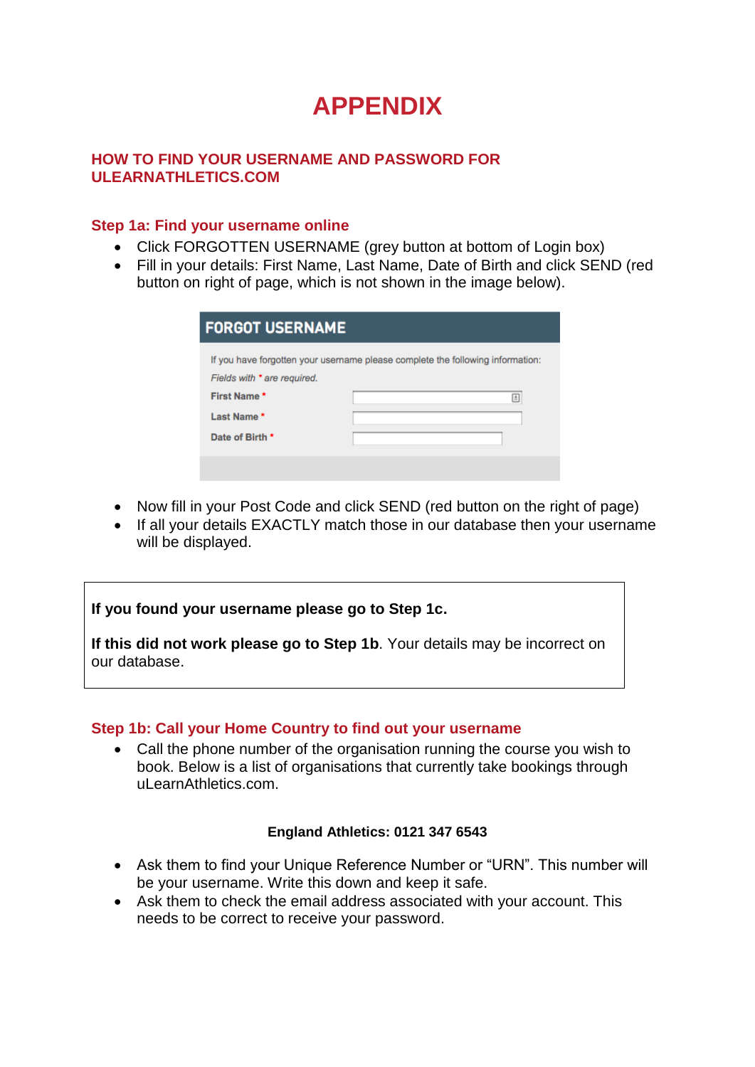# APPENDIX

## HOW TO FIND YOUR USERNAME AND PASSWORD FOR ULEARNATHLETICS.COM

### Step 1a: Find your username online

- Click FORGOTTEN USERNAME (grey button at bottom of Login box)
- Fill in your details: First Name, Last Name, Date of Birth and click SEND (red button on right of page, which is not shown in the image below).

**FORGOT USERNAME**

If you have forgotten your username please complete the following information:

*Fields with * are required.*

**First Name ***

**Last Name ***

**Date of Birth ***

- Now fill in your Post Code and click SEND (red button on the right of page)
- If all your details EXACTLY match those in our database then your username will be displayed.

**If you found your username please go to Step 1c.**

**If this did not work please go to Step 1b**. Your details may be incorrect on our database.

### Step 1b: Call your Home Country to find out your username

- Call the phone number of the organisation running the course you wish to book. Below is a list of organisations that currently take bookings through uLearnAthletics.com.

**England Athletics: 0121 347 6543**

- Ask them to find your Unique Reference Number or "URN". This number will be your username. Write this down and keep it safe.
- Ask them to check the email address associated with your account. This needs to be correct to receive your password.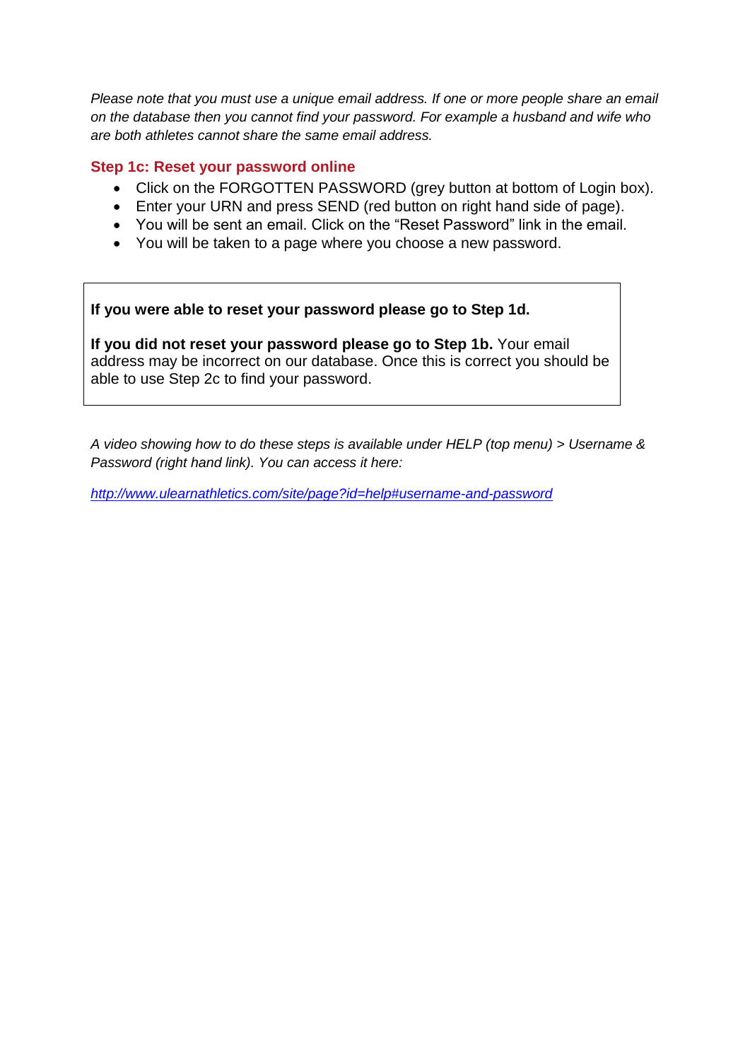*Please note that you must use a unique email address. If one or more people share an email on the database then you cannot find your password. For example a husband and wife who are both athletes cannot share the same email address.*

### Step 1c: Reset your password online

- Click on the FORGOTTEN PASSWORD (grey button at bottom of Login box).
- Enter your URN and press SEND (red button on right hand side of page).
- You will be sent an email. Click on the “Reset Password” link in the email.
- You will be taken to a page where you choose a new password.

**If you were able to reset your password please go to Step 1d.**

**If you did not reset your password please go to Step 1b.** Your email address may be incorrect on our database. Once this is correct you should be able to use Step 2c to find your password.

*A video showing how to do these steps is available under HELP (top menu) > Username & Password (right hand link). You can access it here:*

*http://www.ulearnathletics.com/site/page?id=help#username-and-password*